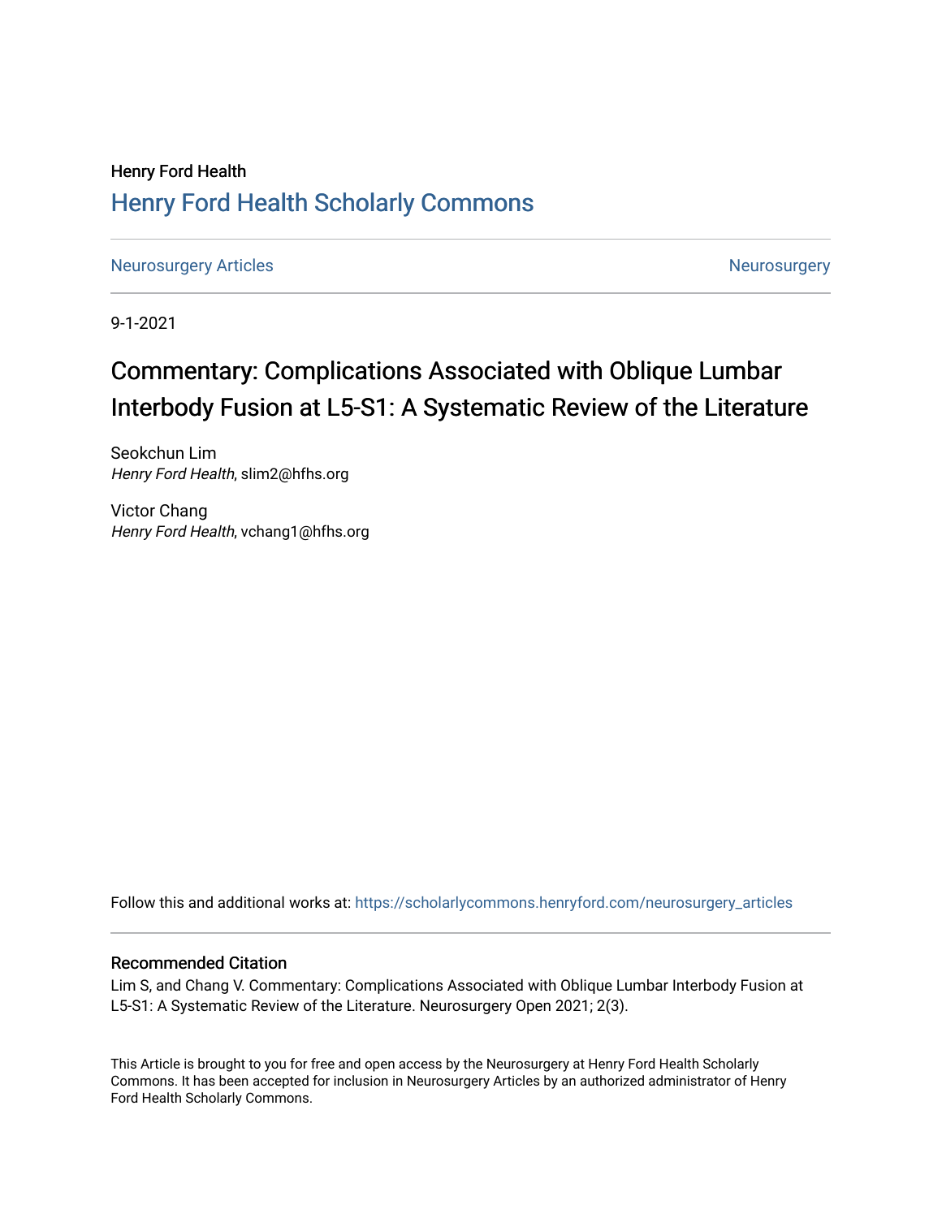Henry Ford Health

## Henry Ford Health Scholarly Commons

Neurosurgery Articles | Neurosurgery

9-1-2021

# Commentary: Complications Associated with Oblique Lumbar Interbody Fusion at L5-S1: A Systematic Review of the Literature

Seokchun Lim
*Henry Ford Health*, slim2@hfhs.org

Victor Chang
*Henry Ford Health*, vchang1@hfhs.org

Follow this and additional works at: https://scholarlycommons.henryford.com/neurosurgery_articles

### Recommended Citation

Lim S, and Chang V. Commentary: Complications Associated with Oblique Lumbar Interbody Fusion at L5-S1: A Systematic Review of the Literature. Neurosurgery Open 2021; 2(3).

This Article is brought to you for free and open access by the Neurosurgery at Henry Ford Health Scholarly Commons. It has been accepted for inclusion in Neurosurgery Articles by an authorized administrator of Henry Ford Health Scholarly Commons.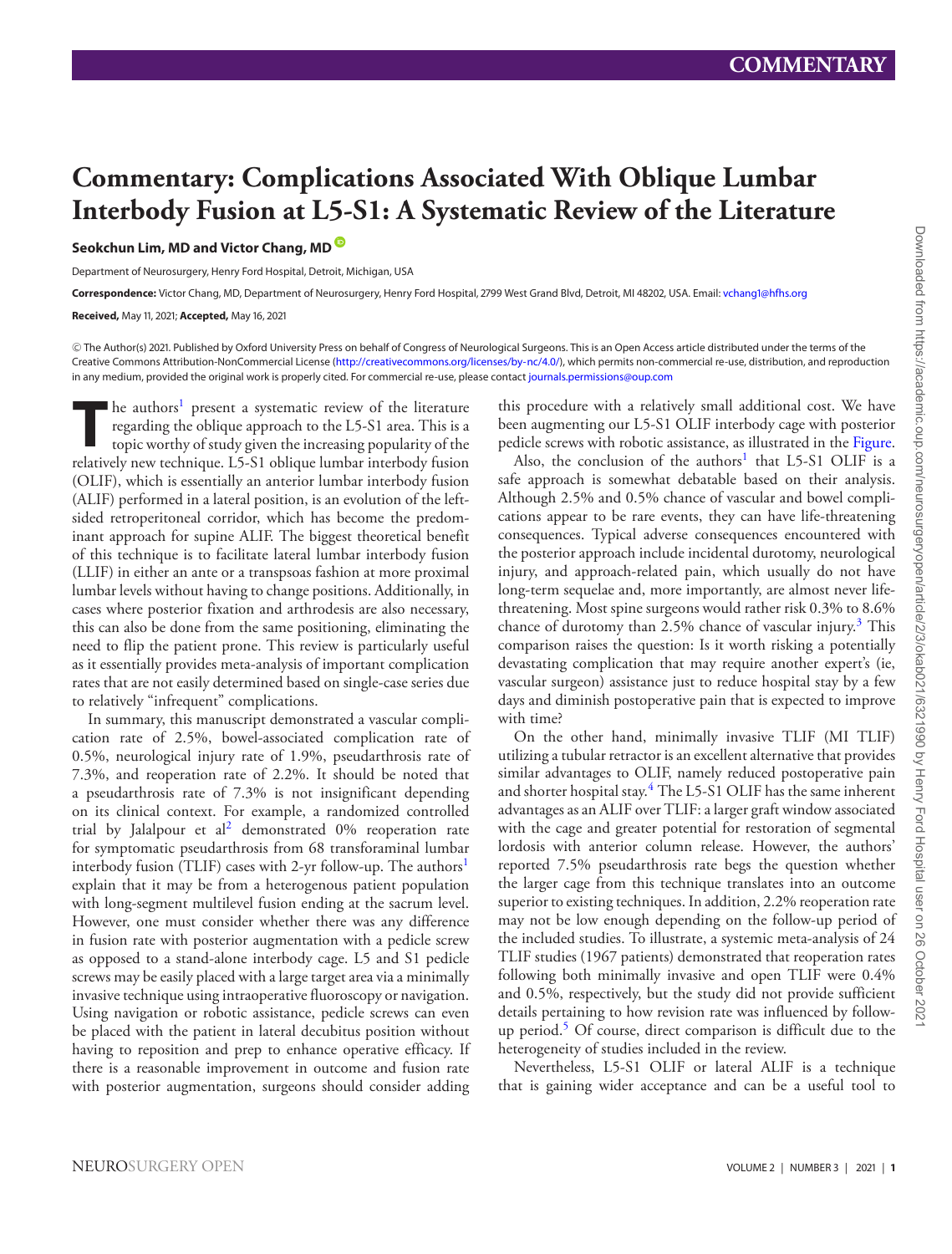COMMENTARY

# Commentary: Complications Associated With Oblique Lumbar Interbody Fusion at L5-S1: A Systematic Review of the Literature

**Seokchun Lim, MD and Victor Chang, MD**

Department of Neurosurgery, Henry Ford Hospital, Detroit, Michigan, USA

**Correspondence:** Victor Chang, MD, Department of Neurosurgery, Henry Ford Hospital, 2799 West Grand Blvd, Detroit, MI 48202, USA. Email: vchang1@hfhs.org

**Received,** May 11, 2021; **Accepted,** May 16, 2021

© The Author(s) 2021. Published by Oxford University Press on behalf of Congress of Neurological Surgeons. This is an Open Access article distributed under the terms of the Creative Commons Attribution-NonCommercial License (http://creativecommons.org/licenses/by-nc/4.0/), which permits non-commercial re-use, distribution, and reproduction in any medium, provided the original work is properly cited. For commercial re-use, please contact journals.permissions@oup.com

The authors[1] present a systematic review of the literature regarding the oblique approach to the L5-S1 area. This is a topic worthy of study given the increasing popularity of the relatively new technique. L5-S1 oblique lumbar interbody fusion (OLIF), which is essentially an anterior lumbar interbody fusion (ALIF) performed in a lateral position, is an evolution of the left-sided retroperitoneal corridor, which has become the predominant approach for supine ALIF. The biggest theoretical benefit of this technique is to facilitate lateral lumbar interbody fusion (LLIF) in either an ante or a transpsoas fashion at more proximal lumbar levels without having to change positions. Additionally, in cases where posterior fixation and arthrodesis are also necessary, this can also be done from the same positioning, eliminating the need to flip the patient prone. This review is particularly useful as it essentially provides meta-analysis of important complication rates that are not easily determined based on single-case series due to relatively "infrequent" complications.

In summary, this manuscript demonstrated a vascular complication rate of 2.5%, bowel-associated complication rate of 0.5%, neurological injury rate of 1.9%, pseudarthrosis rate of 7.3%, and reoperation rate of 2.2%. It should be noted that a pseudarthrosis rate of 7.3% is not insignificant depending on its clinical context. For example, a randomized controlled trial by Jalalpour et al[2] demonstrated 0% reoperation rate for symptomatic pseudarthrosis from 68 transforaminal lumbar interbody fusion (TLIF) cases with 2-yr follow-up. The authors[1] explain that it may be from a heterogenous patient population with long-segment multilevel fusion ending at the sacrum level. However, one must consider whether there was any difference in fusion rate with posterior augmentation with a pedicle screw as opposed to a stand-alone interbody cage. L5 and S1 pedicle screws may be easily placed with a large target area via a minimally invasive technique using intraoperative fluoroscopy or navigation. Using navigation or robotic assistance, pedicle screws can even be placed with the patient in lateral decubitus position without having to reposition and prep to enhance operative efficacy. If there is a reasonable improvement in outcome and fusion rate with posterior augmentation, surgeons should consider adding this procedure with a relatively small additional cost. We have been augmenting our L5-S1 OLIF interbody cage with posterior pedicle screws with robotic assistance, as illustrated in the Figure.

Also, the conclusion of the authors[1] that L5-S1 OLIF is a safe approach is somewhat debatable based on their analysis. Although 2.5% and 0.5% chance of vascular and bowel complications appear to be rare events, they can have life-threatening consequences. Typical adverse consequences encountered with the posterior approach include incidental durotomy, neurological injury, and approach-related pain, which usually do not have long-term sequelae and, more importantly, are almost never life-threatening. Most spine surgeons would rather risk 0.3% to 8.6% chance of durotomy than 2.5% chance of vascular injury.[3] This comparison raises the question: Is it worth risking a potentially devastating complication that may require another expert's (ie, vascular surgeon) assistance just to reduce hospital stay by a few days and diminish postoperative pain that is expected to improve with time?

On the other hand, minimally invasive TLIF (MI TLIF) utilizing a tubular retractor is an excellent alternative that provides similar advantages to OLIF, namely reduced postoperative pain and shorter hospital stay.[4] The L5-S1 OLIF has the same inherent advantages as an ALIF over TLIF: a larger graft window associated with the cage and greater potential for restoration of segmental lordosis with anterior column release. However, the authors' reported 7.5% pseudarthrosis rate begs the question whether the larger cage from this technique translates into an outcome superior to existing techniques. In addition, 2.2% reoperation rate may not be low enough depending on the follow-up period of the included studies. To illustrate, a systemic meta-analysis of 24 TLIF studies (1967 patients) demonstrated that reoperation rates following both minimally invasive and open TLIF were 0.4% and 0.5%, respectively, but the study did not provide sufficient details pertaining to how revision rate was influenced by follow-up period.[5] Of course, direct comparison is difficult due to the heterogeneity of studies included in the review.

Nevertheless, L5-S1 OLIF or lateral ALIF is a technique that is gaining wider acceptance and can be a useful tool to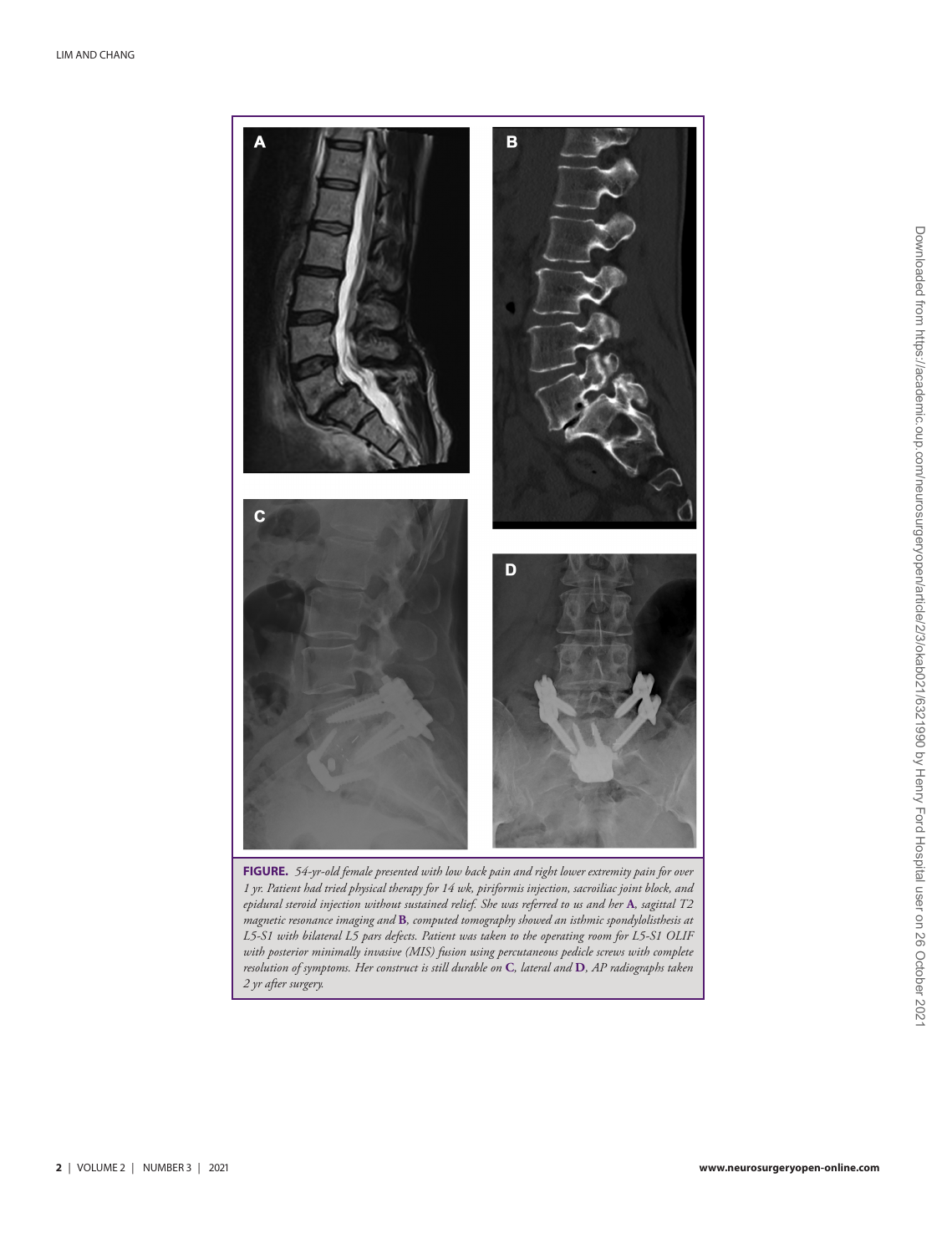**FIGURE.** *54-yr-old female presented with low back pain and right lower extremity pain for over 1 yr. Patient had tried physical therapy for 14 wk, piriformis injection, sacroiliac joint block, and epidural steroid injection without sustained relief. She was referred to us and her* **A***, sagittal T2 magnetic resonance imaging and* **B***, computed tomography showed an isthmic spondylolisthesis at L5-S1 with bilateral L5 pars defects. Patient was taken to the operating room for L5-S1 OLIF with posterior minimally invasive (MIS) fusion using percutaneous pedicle screws with complete resolution of symptoms. Her construct is still durable on* **C***, lateral and* **D***, AP radiographs taken 2 yr after surgery.*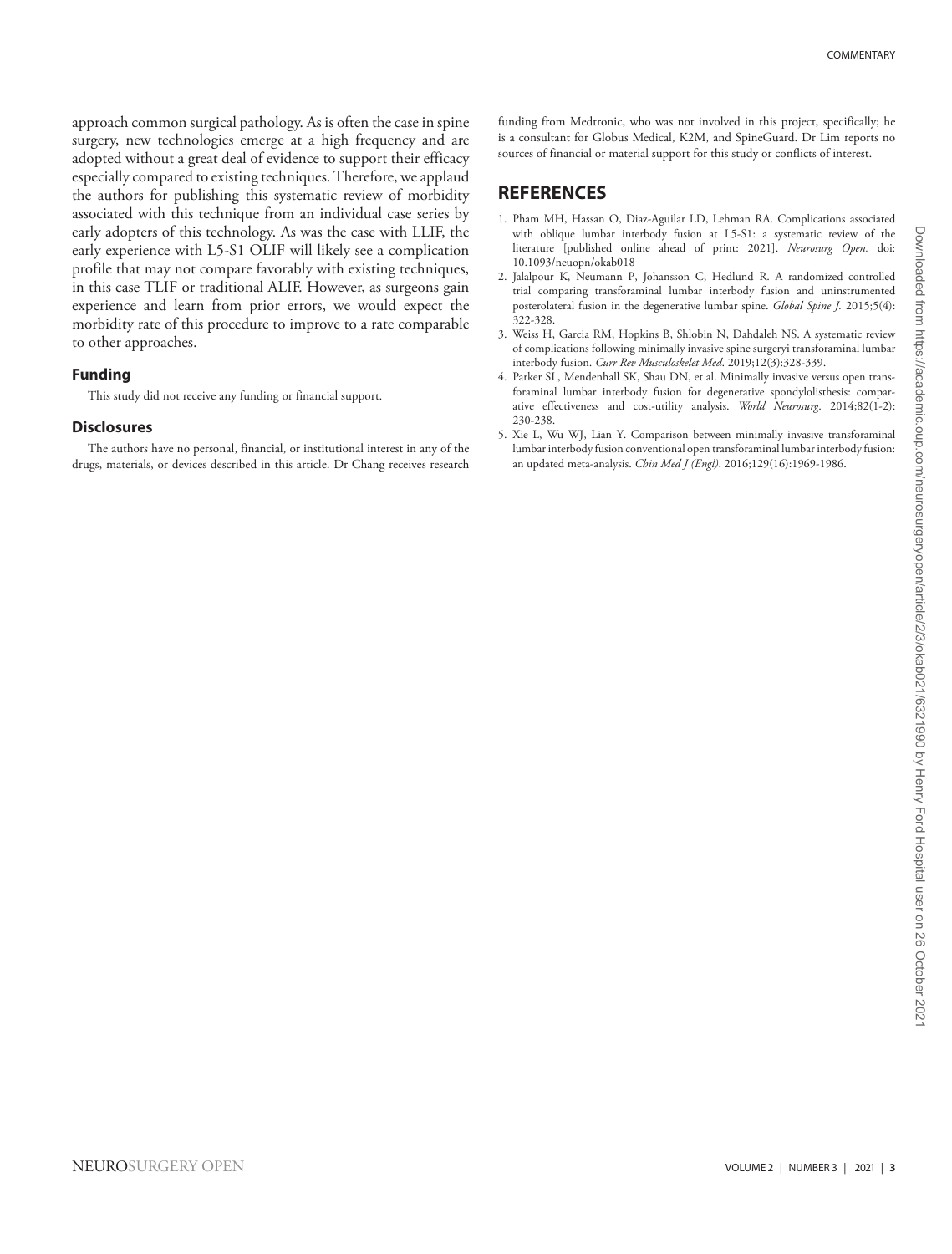approach common surgical pathology. As is often the case in spine surgery, new technologies emerge at a high frequency and are adopted without a great deal of evidence to support their efficacy especially compared to existing techniques. Therefore, we applaud the authors for publishing this systematic review of morbidity associated with this technique from an individual case series by early adopters of this technology. As was the case with LLIF, the early experience with L5-S1 OLIF will likely see a complication profile that may not compare favorably with existing techniques, in this case TLIF or traditional ALIF. However, as surgeons gain experience and learn from prior errors, we would expect the morbidity rate of this procedure to improve to a rate comparable to other approaches.

### Funding

This study did not receive any funding or financial support.

### Disclosures

The authors have no personal, financial, or institutional interest in any of the drugs, materials, or devices described in this article. Dr Chang receives research funding from Medtronic, who was not involved in this project, specifically; he is a consultant for Globus Medical, K2M, and SpineGuard. Dr Lim reports no sources of financial or material support for this study or conflicts of interest.

## REFERENCES

1. Pham MH, Hassan O, Diaz-Aguilar LD, Lehman RA. Complications associated with oblique lumbar interbody fusion at L5-S1: a systematic review of the literature [published online ahead of print: 2021]. *Neurosurg Open.* doi: 10.1093/neuopn/okab018
2. Jalalpour K, Neumann P, Johansson C, Hedlund R. A randomized controlled trial comparing transforaminal lumbar interbody fusion and uninstrumented posterolateral fusion in the degenerative lumbar spine. *Global Spine J.* 2015;5(4): 322-328.
3. Weiss H, Garcia RM, Hopkins B, Shlobin N, Dahdaleh NS. A systematic review of complications following minimally invasive spine surgeryi transforaminal lumbar interbody fusion. *Curr Rev Musculoskelet Med.* 2019;12(3):328-339.
4. Parker SL, Mendenhall SK, Shau DN, et al. Minimally invasive versus open transforaminal lumbar interbody fusion for degenerative spondylolisthesis: comparative effectiveness and cost-utility analysis. *World Neurosurg.* 2014;82(1-2): 230-238.
5. Xie L, Wu WJ, Lian Y. Comparison between minimally invasive transforaminal lumbar interbody fusion conventional open transforaminal lumbar interbody fusion: an updated meta-analysis. *Chin Med J (Engl).* 2016;129(16):1969-1986.